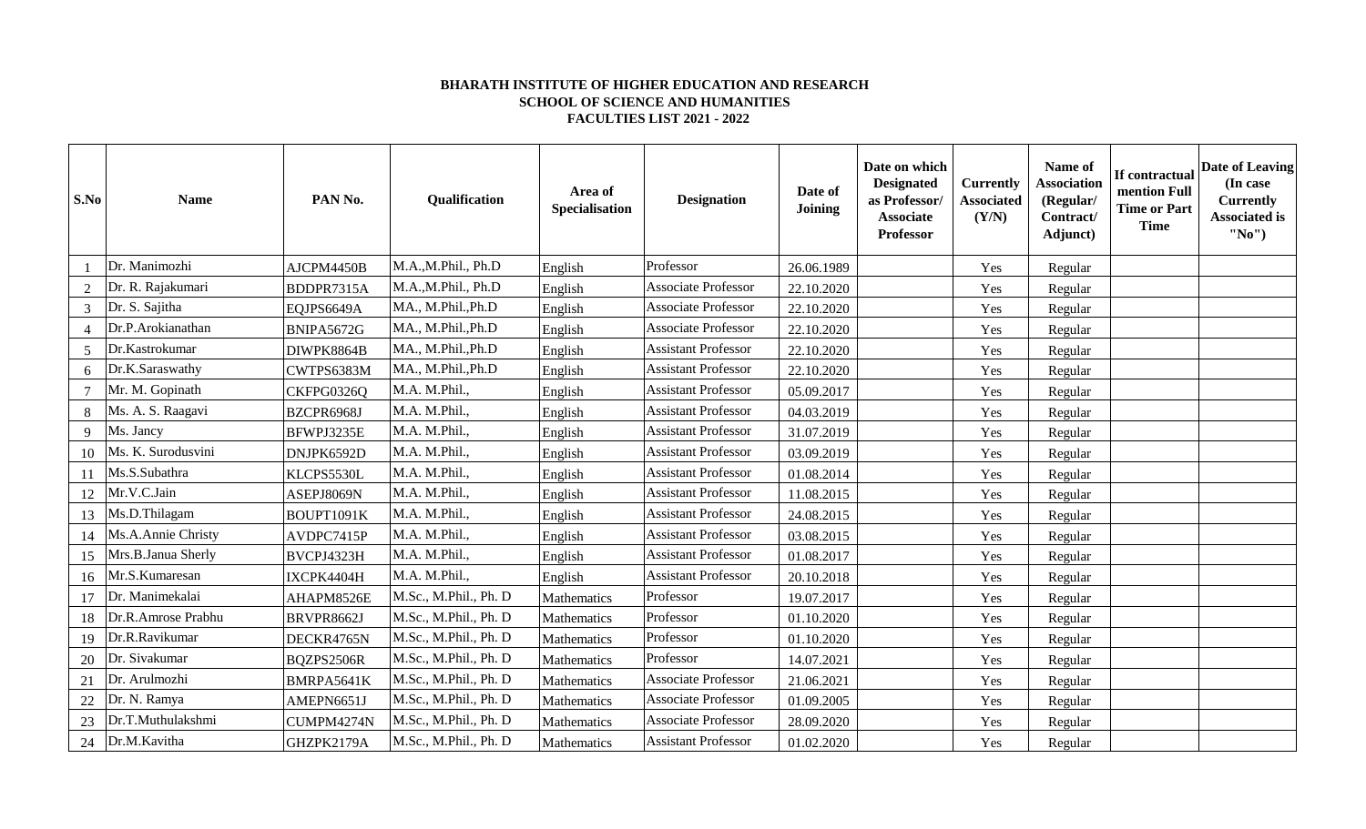**BHARATH INSTITUTE OF HIGHER EDUCATION AND RESEARCH**
**SCHOOL OF SCIENCE AND HUMANITIES**
**FACULTIES LIST 2021 - 2022**

| S.No | Name | PAN No. | Qualification | Area of Specialisation | Designation | Date of Joining | Date on which Designated as Professor/ Associate Professor | Currently Associated (Y/N) | Name of Association (Regular/ Contract/ Adjunct) | If contractual mention Full Time or Part Time | Date of Leaving (In case Currently Associated is "No") |
|---|---|---|---|---|---|---|---|---|---|---|---|
| 1 | Dr. Manimozhi | AJCPM4450B | M.A.,M.Phil., Ph.D | English | Professor | 26.06.1989 | | Yes | Regular | | |
| 2 | Dr. R. Rajakumari | BDDPR7315A | M.A.,M.Phil., Ph.D | English | Associate Professor | 22.10.2020 | | Yes | Regular | | |
| 3 | Dr. S. Sajitha | EQJPS6649A | MA., M.Phil.,Ph.D | English | Associate Professor | 22.10.2020 | | Yes | Regular | | |
| 4 | Dr.P.Arokianathan | BNIPA5672G | MA., M.Phil.,Ph.D | English | Associate Professor | 22.10.2020 | | Yes | Regular | | |
| 5 | Dr.Kastrokumar | DIWPK8864B | MA., M.Phil.,Ph.D | English | Assistant Professor | 22.10.2020 | | Yes | Regular | | |
| 6 | Dr.K.Saraswathy | CWTPS6383M | MA., M.Phil.,Ph.D | English | Assistant Professor | 22.10.2020 | | Yes | Regular | | |
| 7 | Mr. M. Gopinath | CKFPG0326Q | M.A. M.Phil., | English | Assistant Professor | 05.09.2017 | | Yes | Regular | | |
| 8 | Ms. A. S. Raagavi | BZCPR6968J | M.A. M.Phil., | English | Assistant Professor | 04.03.2019 | | Yes | Regular | | |
| 9 | Ms. Jancy | BFWPJ3235E | M.A. M.Phil., | English | Assistant Professor | 31.07.2019 | | Yes | Regular | | |
| 10 | Ms. K. Surodusvini | DNJPK6592D | M.A. M.Phil., | English | Assistant Professor | 03.09.2019 | | Yes | Regular | | |
| 11 | Ms.S.Subathra | KLCPS5530L | M.A. M.Phil., | English | Assistant Professor | 01.08.2014 | | Yes | Regular | | |
| 12 | Mr.V.C.Jain | ASEPJ8069N | M.A. M.Phil., | English | Assistant Professor | 11.08.2015 | | Yes | Regular | | |
| 13 | Ms.D.Thilagam | BOUPT1091K | M.A. M.Phil., | English | Assistant Professor | 24.08.2015 | | Yes | Regular | | |
| 14 | Ms.A.Annie Christy | AVDPC7415P | M.A. M.Phil., | English | Assistant Professor | 03.08.2015 | | Yes | Regular | | |
| 15 | Mrs.B.Janua Sherly | BVCPJ4323H | M.A. M.Phil., | English | Assistant Professor | 01.08.2017 | | Yes | Regular | | |
| 16 | Mr.S.Kumaresan | IXCPK4404H | M.A. M.Phil., | English | Assistant Professor | 20.10.2018 | | Yes | Regular | | |
| 17 | Dr. Manimekalai | AHAPM8526E | M.Sc., M.Phil., Ph. D | Mathematics | Professor | 19.07.2017 | | Yes | Regular | | |
| 18 | Dr.R.Amrose Prabhu | BRVPR8662J | M.Sc., M.Phil., Ph. D | Mathematics | Professor | 01.10.2020 | | Yes | Regular | | |
| 19 | Dr.R.Ravikumar | DECKR4765N | M.Sc., M.Phil., Ph. D | Mathematics | Professor | 01.10.2020 | | Yes | Regular | | |
| 20 | Dr. Sivakumar | BQZPS2506R | M.Sc., M.Phil., Ph. D | Mathematics | Professor | 14.07.2021 | | Yes | Regular | | |
| 21 | Dr. Arulmozhi | BMRPA5641K | M.Sc., M.Phil., Ph. D | Mathematics | Associate Professor | 21.06.2021 | | Yes | Regular | | |
| 22 | Dr. N. Ramya | AMEPN6651J | M.Sc., M.Phil., Ph. D | Mathematics | Associate Professor | 01.09.2005 | | Yes | Regular | | |
| 23 | Dr.T.Muthulakshmi | CUMPM4274N | M.Sc., M.Phil., Ph. D | Mathematics | Associate Professor | 28.09.2020 | | Yes | Regular | | |
| 24 | Dr.M.Kavitha | GHZPK2179A | M.Sc., M.Phil., Ph. D | Mathematics | Assistant Professor | 01.02.2020 | | Yes | Regular | | |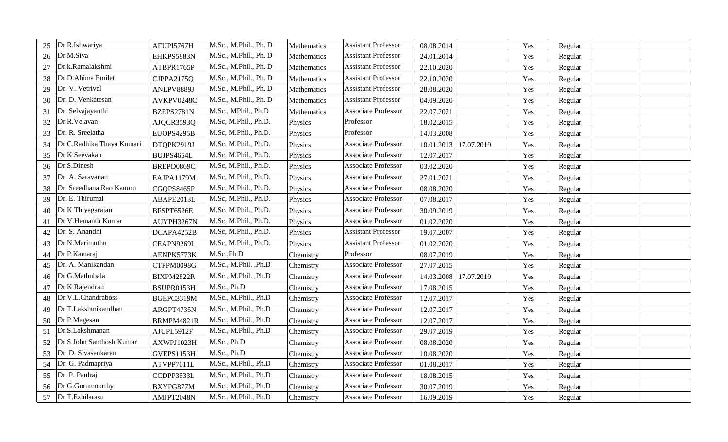| 25 | Dr.R.Ishwariya | AFUPI5767H | M.Sc., M.Phil., Ph. D | Mathematics | Assistant Professor | 08.08.2014 | | Yes | Regular | | |
|---|---|---|---|---|---|---|---|---|---|---|---|
| 26 | Dr.M.Siva | EHKPS5883N | M.Sc., M.Phil., Ph. D | Mathematics | Assistant Professor | 24.01.2014 | | Yes | Regular | | |
| 27 | Dr.k.Ramalakshmi | ATBPR1765P | M.Sc., M.Phil., Ph. D | Mathematics | Assistant Professor | 22.10.2020 | | Yes | Regular | | |
| 28 | Dr.D.Ahima Emilet | CJPPA2175Q | M.Sc., M.Phil., Ph. D | Mathematics | Assistant Professor | 22.10.2020 | | Yes | Regular | | |
| 29 | Dr. V. Vetrivel | ANLPV8889J | M.Sc., M.Phil., Ph. D | Mathematics | Assistant Professor | 28.08.2020 | | Yes | Regular | | |
| 30 | Dr. D. Venkatesan | AVKPV0248C | M.Sc., M.Phil., Ph. D | Mathematics | Assistant Professor | 04.09.2020 | | Yes | Regular | | |
| 31 | Dr. Selvajayanthi | BZEPS2781N | M.Sc., MPhil., Ph.D | Mathematics | Associate Professor | 22.07.2021 | | Yes | Regular | | |
| 32 | Dr.R.Velavan | AJQCR3593Q | M.Sc, M.Phil., Ph.D. | Physics | Professor | 18.02.2015 | | Yes | Regular | | |
| 33 | Dr. R. Sreelatha | EUOPS4295B | M.Sc, M.Phil., Ph.D. | Physics | Professor | 14.03.2008 | | Yes | Regular | | |
| 34 | Dr.C.Radhika Thaya Kumari | DTQPK2919J | M.Sc, M.Phil., Ph.D. | Physics | Associate Professor | 10.01.2013 | 17.07.2019 | Yes | Regular | | |
| 35 | Dr.K.Seevakan | BUJPS4654L | M.Sc, M.Phil., Ph.D. | Physics | Associate Professor | 12.07.2017 | | Yes | Regular | | |
| 36 | Dr.S.Dinesh | BREPD0869C | M.Sc, M.Phil., Ph.D. | Physics | Associate Professor | 03.02.2020 | | Yes | Regular | | |
| 37 | Dr. A. Saravanan | EAJPA1179M | M.Sc, M.Phil., Ph.D. | Physics | Associate Professor | 27.01.2021 | | Yes | Regular | | |
| 38 | Dr. Sreedhana Rao Kanuru | CGQPS8465P | M.Sc, M.Phil., Ph.D. | Physics | Associate Professor | 08.08.2020 | | Yes | Regular | | |
| 39 | Dr. E. Thirumal | ABAPE2013L | M.Sc, M.Phil., Ph.D. | Physics | Associate Professor | 07.08.2017 | | Yes | Regular | | |
| 40 | Dr.K.Thiyagarajan | BFSPT6526E | M.Sc, M.Phil., Ph.D. | Physics | Associate Professor | 30.09.2019 | | Yes | Regular | | |
| 41 | Dr.V.Hemanth Kumar | AUYPH3267N | M.Sc, M.Phil., Ph.D. | Physics | Associate Professor | 01.02.2020 | | Yes | Regular | | |
| 42 | Dr. S. Anandhi | DCAPA4252B | M.Sc, M.Phil., Ph.D. | Physics | Assistant Professor | 19.07.2007 | | Yes | Regular | | |
| 43 | Dr.N.Marimuthu | CEAPN9269L | M.Sc, M.Phil., Ph.D. | Physics | Assistant Professor | 01.02.2020 | | Yes | Regular | | |
| 44 | Dr.P.Kamaraj | AENPK5773K | M.Sc.,Ph.D | Chemistry | Professor | 08.07.2019 | | Yes | Regular | | |
| 45 | Dr. A. Manikandan | CTPPM0098G | M.Sc., M.Phil. ,Ph.D | Chemistry | Associate Professor | 27.07.2015 | | Yes | Regular | | |
| 46 | Dr.G.Mathubala | BIXPM2822R | M.Sc., M.Phil. ,Ph.D | Chemistry | Associate Professor | 14.03.2008 | 17.07.2019 | Yes | Regular | | |
| 47 | Dr.K.Rajendran | BSUPR0153H | M.Sc., Ph.D | Chemistry | Associate Professor | 17.08.2015 | | Yes | Regular | | |
| 48 | Dr.V.L.Chandraboss | BGEPC3319M | M.Sc., M.Phil., Ph.D | Chemistry | Associate Professor | 12.07.2017 | | Yes | Regular | | |
| 49 | Dr.T.Lakshmikandhan | ARGPT4735N | M.Sc., M.Phil., Ph.D | Chemistry | Associate Professor | 12.07.2017 | | Yes | Regular | | |
| 50 | Dr.P.Magesan | BRMPM4821R | M.Sc., M.Phil., Ph.D | Chemistry | Associate Professor | 12.07.2017 | | Yes | Regular | | |
| 51 | Dr.S.Lakshmanan | AJUPL5912F | M.Sc., M.Phil., Ph.D | Chemistry | Associate Professor | 29.07.2019 | | Yes | Regular | | |
| 52 | Dr.S.John Santhosh Kumar | AXWPJ1023H | M.Sc., Ph.D | Chemistry | Associate Professor | 08.08.2020 | | Yes | Regular | | |
| 53 | Dr. D. Sivasankaran | GVEPS1153H | M.Sc., Ph.D | Chemistry | Associate Professor | 10.08.2020 | | Yes | Regular | | |
| 54 | Dr. G. Padmapriya | ATVPP7011L | M.Sc., M.Phil., Ph.D | Chemistry | Associate Professor | 01.08.2017 | | Yes | Regular | | |
| 55 | Dr. P. Paulraj | CCDPP3533L | M.Sc., M.Phil., Ph.D | Chemistry | Associate Professor | 18.08.2015 | | Yes | Regular | | |
| 56 | Dr.G.Gurumoorthy | BXYPG877M | M.Sc., M.Phil., Ph.D | Chemistry | Associate Professor | 30.07.2019 | | Yes | Regular | | |
| 57 | Dr.T.Ezhilarasu | AMJPT2048N | M.Sc., M.Phil., Ph.D | Chemistry | Associate Professor | 16.09.2019 | | Yes | Regular | | |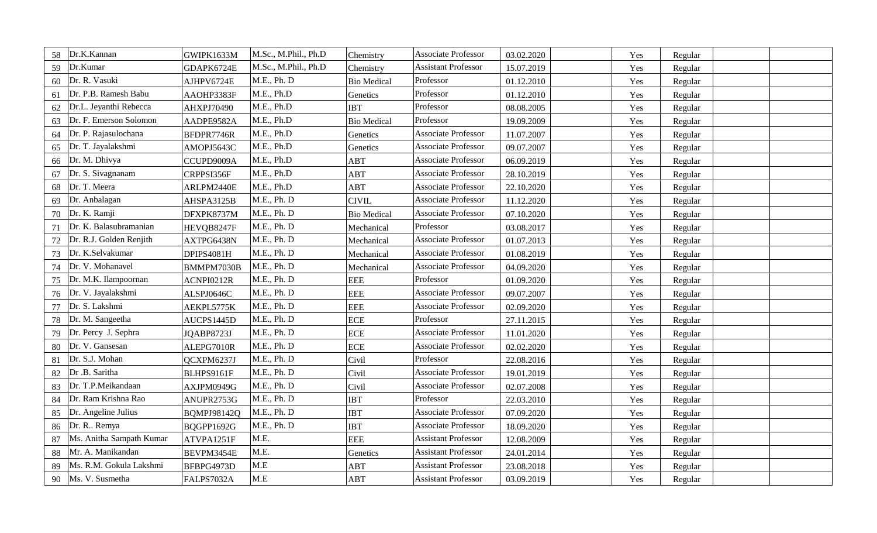| | | | | | | | | | | | |
|---|---|---|---|---|---|---|---|---|---|---|---|
| 58 | Dr.K.Kannan | GWIPK1633M | M.Sc., M.Phil., Ph.D | Chemistry | Associate Professor | 03.02.2020 | | Yes | Regular | | |
| 59 | Dr.Kumar | GDAPK6724E | M.Sc., M.Phil., Ph.D | Chemistry | Assistant Professor | 15.07.2019 | | Yes | Regular | | |
| 60 | Dr. R. Vasuki | AJHPV6724E | M.E., Ph. D | Bio Medical | Professor | 01.12.2010 | | Yes | Regular | | |
| 61 | Dr. P.B. Ramesh Babu | AAOHP3383F | M.E., Ph.D | Genetics | Professor | 01.12.2010 | | Yes | Regular | | |
| 62 | Dr.L. Jeyanthi Rebecca | AHXPJ70490 | M.E., Ph.D | IBT | Professor | 08.08.2005 | | Yes | Regular | | |
| 63 | Dr. F. Emerson Solomon | AADPE9582A | M.E., Ph.D | Bio Medical | Professor | 19.09.2009 | | Yes | Regular | | |
| 64 | Dr. P. Rajasulochana | BFDPR7746R | M.E., Ph.D | Genetics | Associate Professor | 11.07.2007 | | Yes | Regular | | |
| 65 | Dr. T. Jayalakshmi | AMOPJ5643C | M.E., Ph.D | Genetics | Associate Professor | 09.07.2007 | | Yes | Regular | | |
| 66 | Dr. M. Dhivya | CCUPD9009A | M.E., Ph.D | ABT | Associate Professor | 06.09.2019 | | Yes | Regular | | |
| 67 | Dr. S. Sivagnanam | CRPPSI356F | M.E., Ph.D | ABT | Associate Professor | 28.10.2019 | | Yes | Regular | | |
| 68 | Dr. T. Meera | ARLPM2440E | M.E., Ph.D | ABT | Associate Professor | 22.10.2020 | | Yes | Regular | | |
| 69 | Dr. Anbalagan | AHSPA3125B | M.E., Ph. D | CIVIL | Associate Professor | 11.12.2020 | | Yes | Regular | | |
| 70 | Dr. K. Ramji | DFXPK8737M | M.E., Ph. D | Bio Medical | Associate Professor | 07.10.2020 | | Yes | Regular | | |
| 71 | Dr. K. Balasubramanian | HEVQB8247F | M.E., Ph. D | Mechanical | Professor | 03.08.2017 | | Yes | Regular | | |
| 72 | Dr. R.J. Golden Renjith | AXTPG6438N | M.E., Ph. D | Mechanical | Associate Professor | 01.07.2013 | | Yes | Regular | | |
| 73 | Dr. K.Selvakumar | DPIPS4081H | M.E., Ph. D | Mechanical | Associate Professor | 01.08.2019 | | Yes | Regular | | |
| 74 | Dr. V. Mohanavel | BMMPM7030B | M.E., Ph. D | Mechanical | Associate Professor | 04.09.2020 | | Yes | Regular | | |
| 75 | Dr. M.K. Ilampoornan | ACNPI0212R | M.E., Ph. D | EEE | Professor | 01.09.2020 | | Yes | Regular | | |
| 76 | Dr. V. Jayalakshmi | ALSPJ0646C | M.E., Ph. D | EEE | Associate Professor | 09.07.2007 | | Yes | Regular | | |
| 77 | Dr. S. Lakshmi | AEKPL5775K | M.E., Ph. D | EEE | Associate Professor | 02.09.2020 | | Yes | Regular | | |
| 78 | Dr. M. Sangeetha | AUCPS1445D | M.E., Ph. D | ECE | Professor | 27.11.2015 | | Yes | Regular | | |
| 79 | Dr. Percy J. Sephra | JQABP8723J | M.E., Ph. D | ECE | Associate Professor | 11.01.2020 | | Yes | Regular | | |
| 80 | Dr. V. Gansesan | ALEPG7010R | M.E., Ph. D | ECE | Associate Professor | 02.02.2020 | | Yes | Regular | | |
| 81 | Dr. S.J. Mohan | QCXPM6237J | M.E., Ph. D | Civil | Professor | 22.08.2016 | | Yes | Regular | | |
| 82 | Dr .B. Saritha | BLHPS9161F | M.E., Ph. D | Civil | Associate Professor | 19.01.2019 | | Yes | Regular | | |
| 83 | Dr. T.P.Meikandaan | AXJPM0949G | M.E., Ph. D | Civil | Associate Professor | 02.07.2008 | | Yes | Regular | | |
| 84 | Dr. Ram Krishna Rao | ANUPR2753G | M.E., Ph. D | IBT | Professor | 22.03.2010 | | Yes | Regular | | |
| 85 | Dr. Angeline Julius | BQMPJ98142Q | M.E., Ph. D | IBT | Associate Professor | 07.09.2020 | | Yes | Regular | | |
| 86 | Dr. R.. Remya | BQGPP1692G | M.E., Ph. D | IBT | Associate Professor | 18.09.2020 | | Yes | Regular | | |
| 87 | Ms. Anitha Sampath Kumar | ATVPA1251F | M.E. | EEE | Assistant Professor | 12.08.2009 | | Yes | Regular | | |
| 88 | Mr. A. Manikandan | BEVPM3454E | M.E. | Genetics | Assistant Professor | 24.01.2014 | | Yes | Regular | | |
| 89 | Ms. R.M. Gokula Lakshmi | BFBPG4973D | M.E | ABT | Assistant Professor | 23.08.2018 | | Yes | Regular | | |
| 90 | Ms. V. Susmetha | FALPS7032A | M.E | ABT | Assistant Professor | 03.09.2019 | | Yes | Regular | | |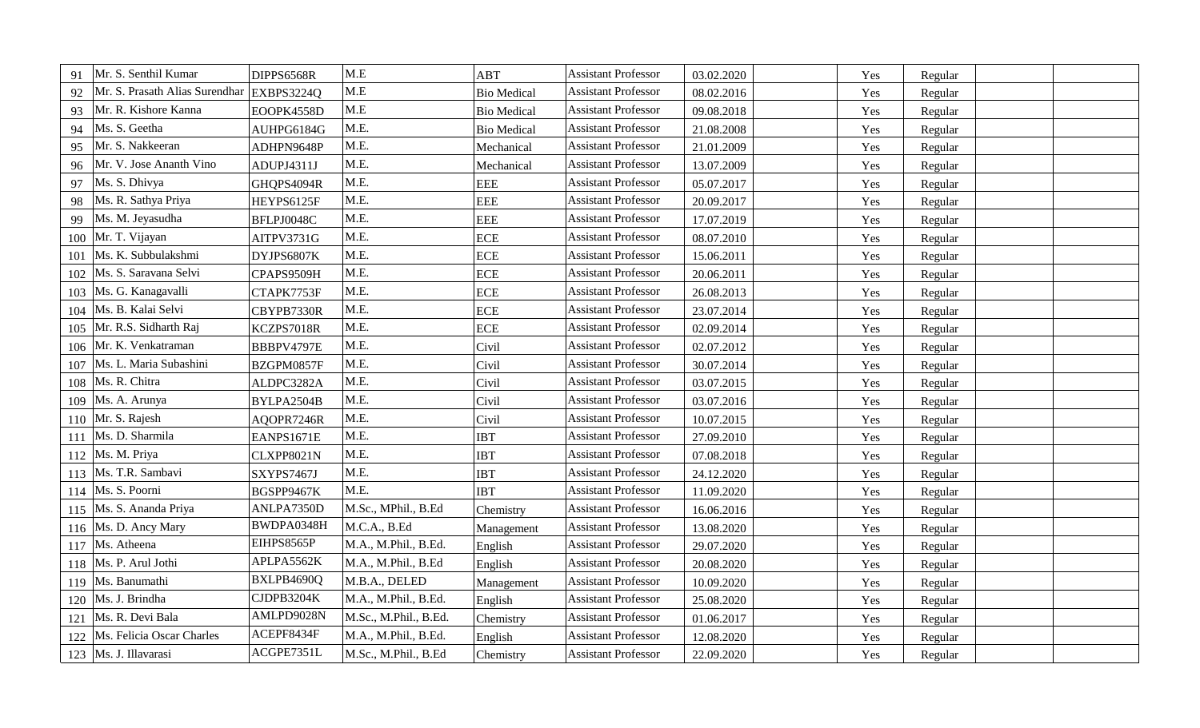| 91 | Mr. S. Senthil Kumar | DIPPS6568R | M.E | ABT | Assistant Professor | 03.02.2020 | | Yes | Regular | | |
|---|---|---|---|---|---|---|---|---|---|---|---|
| 92 | Mr. S. Prasath Alias Surendhar | EXBPS3224Q | M.E | Bio Medical | Assistant Professor | 08.02.2016 | | Yes | Regular | | |
| 93 | Mr. R. Kishore Kanna | EOOPK4558D | M.E | Bio Medical | Assistant Professor | 09.08.2018 | | Yes | Regular | | |
| 94 | Ms. S. Geetha | AUHPG6184G | M.E. | Bio Medical | Assistant Professor | 21.08.2008 | | Yes | Regular | | |
| 95 | Mr. S. Nakkeeran | ADHPN9648P | M.E. | Mechanical | Assistant Professor | 21.01.2009 | | Yes | Regular | | |
| 96 | Mr. V. Jose Ananth Vino | ADUPJ4311J | M.E. | Mechanical | Assistant Professor | 13.07.2009 | | Yes | Regular | | |
| 97 | Ms. S. Dhivya | GHQPS4094R | M.E. | EEE | Assistant Professor | 05.07.2017 | | Yes | Regular | | |
| 98 | Ms. R. Sathya Priya | HEYPS6125F | M.E. | EEE | Assistant Professor | 20.09.2017 | | Yes | Regular | | |
| 99 | Ms. M. Jeyasudha | BFLPJ0048C | M.E. | EEE | Assistant Professor | 17.07.2019 | | Yes | Regular | | |
| 100 | Mr. T. Vijayan | AITPV3731G | M.E. | ECE | Assistant Professor | 08.07.2010 | | Yes | Regular | | |
| 101 | Ms. K. Subbulakshmi | DYJPS6807K | M.E. | ECE | Assistant Professor | 15.06.2011 | | Yes | Regular | | |
| 102 | Ms. S. Saravana Selvi | CPAPS9509H | M.E. | ECE | Assistant Professor | 20.06.2011 | | Yes | Regular | | |
| 103 | Ms. G. Kanagavalli | CTAPK7753F | M.E. | ECE | Assistant Professor | 26.08.2013 | | Yes | Regular | | |
| 104 | Ms. B. Kalai Selvi | CBYPB7330R | M.E. | ECE | Assistant Professor | 23.07.2014 | | Yes | Regular | | |
| 105 | Mr. R.S. Sidharth Raj | KCZPS7018R | M.E. | ECE | Assistant Professor | 02.09.2014 | | Yes | Regular | | |
| 106 | Mr. K. Venkatraman | BBBPV4797E | M.E. | Civil | Assistant Professor | 02.07.2012 | | Yes | Regular | | |
| 107 | Ms. L. Maria Subashini | BZGPM0857F | M.E. | Civil | Assistant Professor | 30.07.2014 | | Yes | Regular | | |
| 108 | Ms. R. Chitra | ALDPC3282A | M.E. | Civil | Assistant Professor | 03.07.2015 | | Yes | Regular | | |
| 109 | Ms. A. Arunya | BYLPA2504B | M.E. | Civil | Assistant Professor | 03.07.2016 | | Yes | Regular | | |
| 110 | Mr. S. Rajesh | AQOPR7246R | M.E. | Civil | Assistant Professor | 10.07.2015 | | Yes | Regular | | |
| 111 | Ms. D. Sharmila | EANPS1671E | M.E. | IBT | Assistant Professor | 27.09.2010 | | Yes | Regular | | |
| 112 | Ms. M. Priya | CLXPP8021N | M.E. | IBT | Assistant Professor | 07.08.2018 | | Yes | Regular | | |
| 113 | Ms. T.R. Sambavi | SXYPS7467J | M.E. | IBT | Assistant Professor | 24.12.2020 | | Yes | Regular | | |
| 114 | Ms. S. Poorni | BGSPP9467K | M.E. | IBT | Assistant Professor | 11.09.2020 | | Yes | Regular | | |
| 115 | Ms. S. Ananda Priya | ANLPA7350D | M.Sc., MPhil., B.Ed | Chemistry | Assistant Professor | 16.06.2016 | | Yes | Regular | | |
| 116 | Ms. D. Ancy Mary | BWDPA0348H | M.C.A., B.Ed | Management | Assistant Professor | 13.08.2020 | | Yes | Regular | | |
| 117 | Ms. Atheena | EIHPS8565P | M.A., M.Phil., B.Ed. | English | Assistant Professor | 29.07.2020 | | Yes | Regular | | |
| 118 | Ms. P. Arul Jothi | APLPA5562K | M.A., M.Phil., B.Ed | English | Assistant Professor | 20.08.2020 | | Yes | Regular | | |
| 119 | Ms. Banumathi | BXLPB4690Q | M.B.A., DELED | Management | Assistant Professor | 10.09.2020 | | Yes | Regular | | |
| 120 | Ms. J. Brindha | CJDPB3204K | M.A., M.Phil., B.Ed. | English | Assistant Professor | 25.08.2020 | | Yes | Regular | | |
| 121 | Ms. R. Devi Bala | AMLPD9028N | M.Sc., M.Phil., B.Ed. | Chemistry | Assistant Professor | 01.06.2017 | | Yes | Regular | | |
| 122 | Ms. Felicia Oscar Charles | ACEPF8434F | M.A., M.Phil., B.Ed. | English | Assistant Professor | 12.08.2020 | | Yes | Regular | | |
| 123 | Ms. J. Illavarasi | ACGPE7351L | M.Sc., M.Phil., B.Ed | Chemistry | Assistant Professor | 22.09.2020 | | Yes | Regular | | |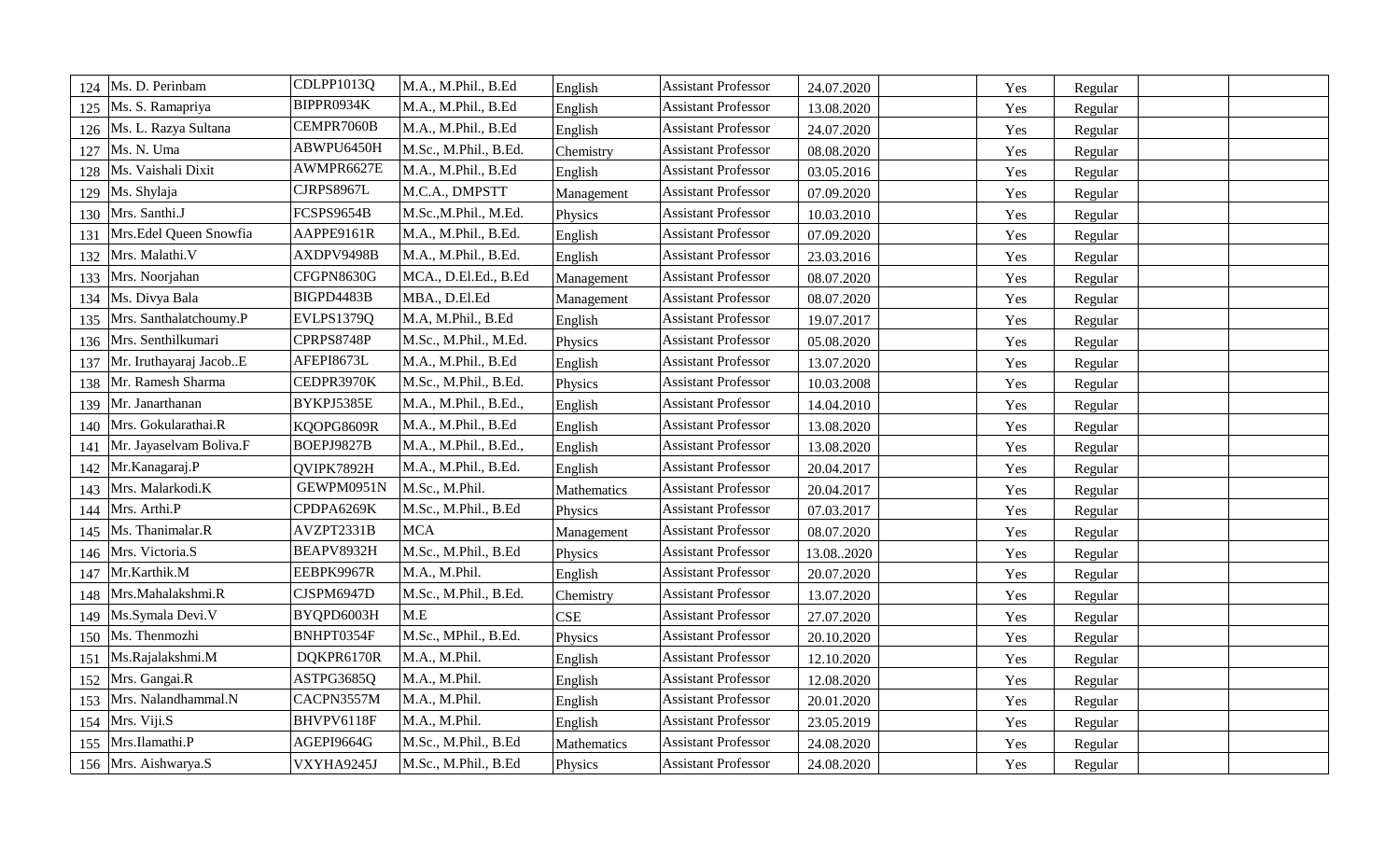| 124 | Ms. D. Perinbam | CDLPP1013Q | M.A., M.Phil., B.Ed | English | Assistant Professor | 24.07.2020 | | Yes | Regular | | |
|---|---|---|---|---|---|---|---|---|---|---|---|
| 125 | Ms. S. Ramapriya | BIPPR0934K | M.A., M.Phil., B.Ed | English | Assistant Professor | 13.08.2020 | | Yes | Regular | | |
| 126 | Ms. L. Razya Sultana | CEMPR7060B | M.A., M.Phil., B.Ed | English | Assistant Professor | 24.07.2020 | | Yes | Regular | | |
| 127 | Ms. N. Uma | ABWPU6450H | M.Sc., M.Phil., B.Ed. | Chemistry | Assistant Professor | 08.08.2020 | | Yes | Regular | | |
| 128 | Ms. Vaishali Dixit | AWMPR6627E | M.A., M.Phil., B.Ed | English | Assistant Professor | 03.05.2016 | | Yes | Regular | | |
| 129 | Ms. Shylaja | CJRPS8967L | M.C.A., DMPSTT | Management | Assistant Professor | 07.09.2020 | | Yes | Regular | | |
| 130 | Mrs. Santhi.J | FCSPS9654B | M.Sc.,M.Phil., M.Ed. | Physics | Assistant Professor | 10.03.2010 | | Yes | Regular | | |
| 131 | Mrs.Edel Queen Snowfia | AAPPE9161R | M.A., M.Phil., B.Ed. | English | Assistant Professor | 07.09.2020 | | Yes | Regular | | |
| 132 | Mrs. Malathi.V | AXDPV9498B | M.A., M.Phil., B.Ed. | English | Assistant Professor | 23.03.2016 | | Yes | Regular | | |
| 133 | Mrs. Noorjahan | CFGPN8630G | MCA., D.El.Ed., B.Ed | Management | Assistant Professor | 08.07.2020 | | Yes | Regular | | |
| 134 | Ms. Divya Bala | BIGPD4483B | MBA., D.El.Ed | Management | Assistant Professor | 08.07.2020 | | Yes | Regular | | |
| 135 | Mrs. Santhalatchoumy.P | EVLPS1379Q | M.A, M.Phil., B.Ed | English | Assistant Professor | 19.07.2017 | | Yes | Regular | | |
| 136 | Mrs. Senthilkumari | CPRPS8748P | M.Sc., M.Phil., M.Ed. | Physics | Assistant Professor | 05.08.2020 | | Yes | Regular | | |
| 137 | Mr. Iruthayaraj Jacob..E | AFEPI8673L | M.A., M.Phil., B.Ed | English | Assistant Professor | 13.07.2020 | | Yes | Regular | | |
| 138 | Mr. Ramesh Sharma | CEDPR3970K | M.Sc., M.Phil., B.Ed. | Physics | Assistant Professor | 10.03.2008 | | Yes | Regular | | |
| 139 | Mr. Janarthanan | BYKPJ5385E | M.A., M.Phil., B.Ed., | English | Assistant Professor | 14.04.2010 | | Yes | Regular | | |
| 140 | Mrs. Gokularathai.R | KQOPG8609R | M.A., M.Phil., B.Ed | English | Assistant Professor | 13.08.2020 | | Yes | Regular | | |
| 141 | Mr. Jayaselvam Boliva.F | BOEPJ9827B | M.A., M.Phil., B.Ed., | English | Assistant Professor | 13.08.2020 | | Yes | Regular | | |
| 142 | Mr.Kanagaraj.P | QVIPK7892H | M.A., M.Phil., B.Ed. | English | Assistant Professor | 20.04.2017 | | Yes | Regular | | |
| 143 | Mrs. Malarkodi.K | GEWPM0951N | M.Sc., M.Phil. | Mathematics | Assistant Professor | 20.04.2017 | | Yes | Regular | | |
| 144 | Mrs. Arthi.P | CPDPA6269K | M.Sc., M.Phil., B.Ed | Physics | Assistant Professor | 07.03.2017 | | Yes | Regular | | |
| 145 | Ms. Thanimalar.R | AVZPT2331B | MCA | Management | Assistant Professor | 08.07.2020 | | Yes | Regular | | |
| 146 | Mrs. Victoria.S | BEAPV8932H | M.Sc., M.Phil., B.Ed | Physics | Assistant Professor | 13.08..2020 | | Yes | Regular | | |
| 147 | Mr.Karthik.M | EEBPK9967R | M.A., M.Phil. | English | Assistant Professor | 20.07.2020 | | Yes | Regular | | |
| 148 | Mrs.Mahalakshmi.R | CJSPM6947D | M.Sc., M.Phil., B.Ed. | Chemistry | Assistant Professor | 13.07.2020 | | Yes | Regular | | |
| 149 | Ms.Symala Devi.V | BYQPD6003H | M.E | CSE | Assistant Professor | 27.07.2020 | | Yes | Regular | | |
| 150 | Ms. Thenmozhi | BNHPT0354F | M.Sc., MPhil., B.Ed. | Physics | Assistant Professor | 20.10.2020 | | Yes | Regular | | |
| 151 | Ms.Rajalakshmi.M | DQKPR6170R | M.A., M.Phil. | English | Assistant Professor | 12.10.2020 | | Yes | Regular | | |
| 152 | Mrs. Gangai.R | ASTPG3685Q | M.A., M.Phil. | English | Assistant Professor | 12.08.2020 | | Yes | Regular | | |
| 153 | Mrs. Nalandhammal.N | CACPN3557M | M.A., M.Phil. | English | Assistant Professor | 20.01.2020 | | Yes | Regular | | |
| 154 | Mrs. Viji.S | BHVPV6118F | M.A., M.Phil. | English | Assistant Professor | 23.05.2019 | | Yes | Regular | | |
| 155 | Mrs.Ilamathi.P | AGEPI9664G | M.Sc., M.Phil., B.Ed | Mathematics | Assistant Professor | 24.08.2020 | | Yes | Regular | | |
| 156 | Mrs. Aishwarya.S | VXYHA9245J | M.Sc., M.Phil., B.Ed | Physics | Assistant Professor | 24.08.2020 | | Yes | Regular | | |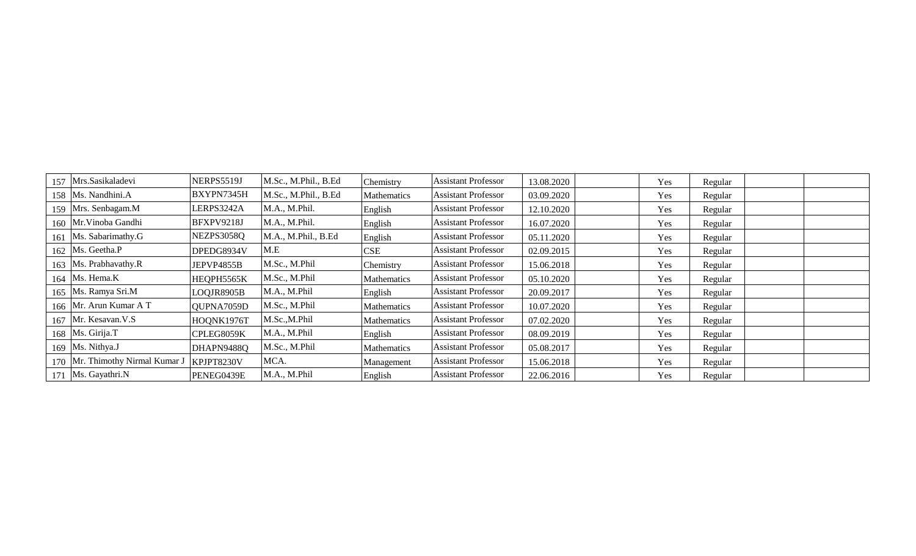| | | | | | | | | | | | |
|---|---|---|---|---|---|---|---|---|---|---|---|
| 157 | Mrs.Sasikaladevi | NERPS5519J | M.Sc., M.Phil., B.Ed | Chemistry | Assistant Professor | 13.08.2020 | | Yes | Regular | | |
| 158 | Ms. Nandhini.A | BXYPN7345H | M.Sc., M.Phil., B.Ed | Mathematics | Assistant Professor | 03.09.2020 | | Yes | Regular | | |
| 159 | Mrs. Senbagam.M | LERPS3242A | M.A., M.Phil. | English | Assistant Professor | 12.10.2020 | | Yes | Regular | | |
| 160 | Mr.Vinoba Gandhi | BFXPV9218J | M.A., M.Phil. | English | Assistant Professor | 16.07.2020 | | Yes | Regular | | |
| 161 | Ms. Sabarimathy.G | NEZPS3058Q | M.A., M.Phil., B.Ed | English | Assistant Professor | 05.11.2020 | | Yes | Regular | | |
| 162 | Ms. Geetha.P | DPEDG8934V | M.E | CSE | Assistant Professor | 02.09.2015 | | Yes | Regular | | |
| 163 | Ms. Prabhavathy.R | JEPVP4855B | M.Sc., M.Phil | Chemistry | Assistant Professor | 15.06.2018 | | Yes | Regular | | |
| 164 | Ms. Hema.K | HEQPH5565K | M.Sc., M.Phil | Mathematics | Assistant Professor | 05.10.2020 | | Yes | Regular | | |
| 165 | Ms. Ramya Sri.M | LOQJR8905B | M.A., M.Phil | English | Assistant Professor | 20.09.2017 | | Yes | Regular | | |
| 166 | Mr. Arun Kumar A T | QUPNA7059D | M.Sc., M.Phil | Mathematics | Assistant Professor | 10.07.2020 | | Yes | Regular | | |
| 167 | Mr. Kesavan.V.S | HOQNK1976T | M.Sc.,M.Phil | Mathematics | Assistant Professor | 07.02.2020 | | Yes | Regular | | |
| 168 | Ms. Girija.T | CPLEG8059K | M.A., M.Phil | English | Assistant Professor | 08.09.2019 | | Yes | Regular | | |
| 169 | Ms. Nithya.J | DHAPN9488Q | M.Sc., M.Phil | Mathematics | Assistant Professor | 05.08.2017 | | Yes | Regular | | |
| 170 | Mr. Thimothy Nirmal Kumar J | KPJPT8230V | MCA. | Management | Assistant Professor | 15.06.2018 | | Yes | Regular | | |
| 171 | Ms. Gayathri.N | PENEG0439E | M.A., M.Phil | English | Assistant Professor | 22.06.2016 | | Yes | Regular | | |